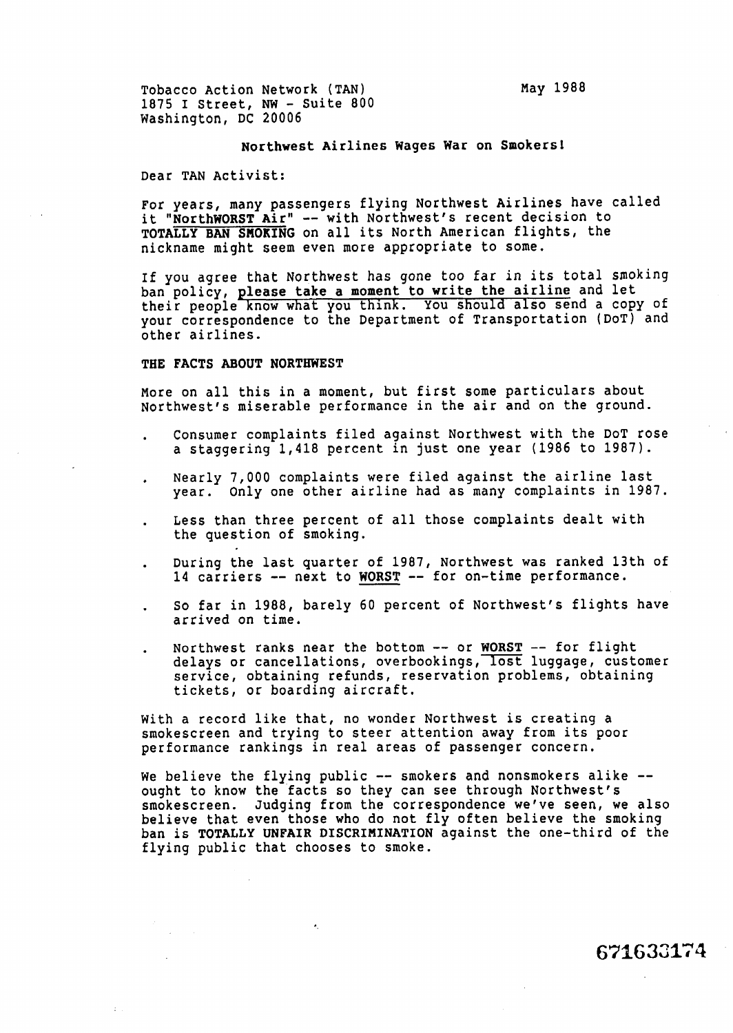Tobacco Action Network (TAN)
1875 I Street, NW - Suite 800
Washington, DC 20006

May 1988

**Northwest Airlines Wages War on Smokers!**

Dear TAN Activist:

For years, many passengers flying Northwest Airlines have called it "**NorthWORST Air**" -- with Northwest's recent decision to **TOTALLY BAN SMOKING** on all its North American flights, the nickname might seem even more appropriate to some.

If you agree that Northwest has gone too far in its total smoking ban policy, **please take a moment to write the airline** and let their people know what you think. You should also send a copy of your correspondence to the Department of Transportation (DoT) and other airlines.

**THE FACTS ABOUT NORTHWEST**

More on all this in a moment, but first some particulars about Northwest's miserable performance in the air and on the ground.

- Consumer complaints filed against Northwest with the DoT rose a staggering 1,418 percent in just one year (1986 to 1987).
- Nearly 7,000 complaints were filed against the airline last year. Only one other airline had as many complaints in 1987.
- Less than three percent of all those complaints dealt with the question of smoking.
- During the last quarter of 1987, Northwest was ranked 13th of 14 carriers -- next to **WORST** -- for on-time performance.
- So far in 1988, barely 60 percent of Northwest's flights have arrived on time.
- Northwest ranks near the bottom -- or **WORST** -- for flight delays or cancellations, overbookings, lost luggage, customer service, obtaining refunds, reservation problems, obtaining tickets, or boarding aircraft.

With a record like that, no wonder Northwest is creating a smokescreen and trying to steer attention away from its poor performance rankings in real areas of passenger concern.

We believe the flying public -- smokers and nonsmokers alike -- ought to know the facts so they can see through Northwest's smokescreen. Judging from the correspondence we've seen, we also believe that even those who do not fly often believe the smoking ban is **TOTALLY UNFAIR DISCRIMINATION** against the one-third of the flying public that chooses to smoke.

671633174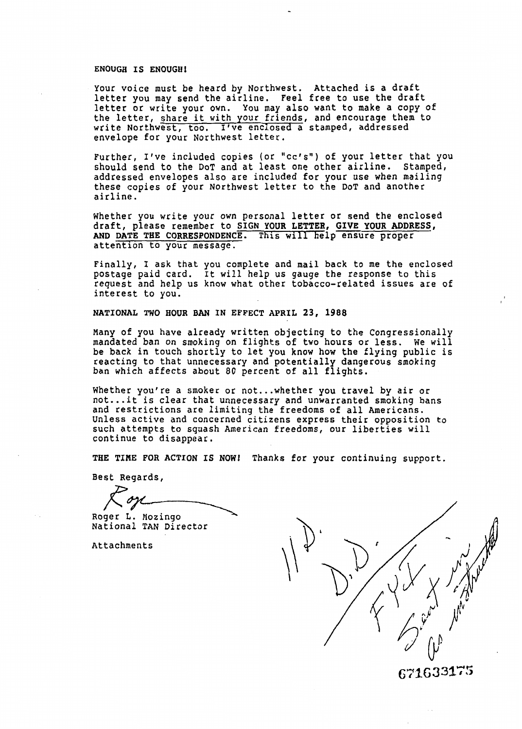**ENOUGH IS ENOUGH!**

Your voice must be heard by Northwest. Attached is a draft letter you may send the airline. Feel free to use the draft letter or write your own. You may also want to make a copy of the letter, share it with your friends, and encourage them to write Northwest, too. I've enclosed a stamped, addressed envelope for your Northwest letter.

Further, I've included copies (or "cc's") of your letter that you should send to the DoT and at least one other airline. Stamped, addressed envelopes also are included for your use when mailing these copies of your Northwest letter to the DoT and another airline.

Whether you write your own personal letter or send the enclosed draft, please remember to **SIGN YOUR LETTER, GIVE YOUR ADDRESS, AND DATE THE CORRESPONDENCE.** This will help ensure proper attention to your message.

Finally, I ask that you complete and mail back to me the enclosed postage paid card. It will help us gauge the response to this request and help us know what other tobacco-related issues are of interest to you.

**NATIONAL TWO HOUR BAN IN EFFECT APRIL 23, 1988**

Many of you have already written objecting to the Congressionally mandated ban on smoking on flights of two hours or less. We will be back in touch shortly to let you know how the flying public is reacting to that unnecessary and potentially dangerous smoking ban which affects about 80 percent of all flights.

Whether you're a smoker or not...whether you travel by air or not...it is clear that unnecessary and unwarranted smoking bans and restrictions are limiting the freedoms of all Americans. Unless active and concerned citizens express their opposition to such attempts to squash American freedoms, our liberties will continue to disappear.

**THE TIME FOR ACTION IS NOW!** Thanks for your continuing support.

Best Regards,

Roger

Roger L. Mozingo
National TAN Director

Attachments

HD. D.D. FYI Sent in as instructed

671633175